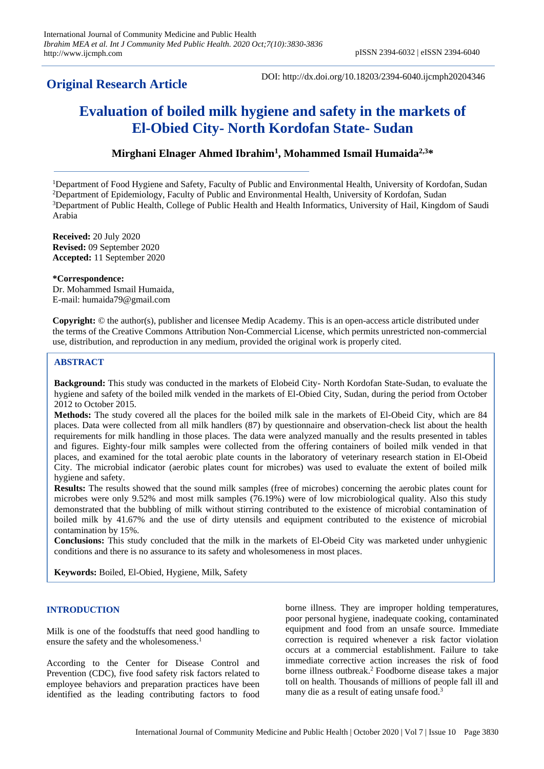**Original Research Article**

DOI: http://dx.doi.org/10.18203/2394-6040.ijcmph20204346

# Evaluation of boiled milk hygiene and safety in the markets of El-Obied City- North Kordofan State- Sudan

**Mirghani Elnager Ahmed Ibrahim[1], Mohammed Ismail Humaida[2,3]***

[1]Department of Food Hygiene and Safety, Faculty of Public and Environmental Health, University of Kordofan, Sudan
[2]Department of Epidemiology, Faculty of Public and Environmental Health, University of Kordofan, Sudan
[3]Department of Public Health, College of Public Health and Health Informatics, University of Hail, Kingdom of Saudi Arabia

**Received:** 20 July 2020
**Revised:** 09 September 2020
**Accepted:** 11 September 2020

***Correspondence:**
Dr. Mohammed Ismail Humaida,
E-mail: humaida79@gmail.com

**Copyright:** © the author(s), publisher and licensee Medip Academy. This is an open-access article distributed under the terms of the Creative Commons Attribution Non-Commercial License, which permits unrestricted non-commercial use, distribution, and reproduction in any medium, provided the original work is properly cited.

## ABSTRACT

**Background:** This study was conducted in the markets of Elobeid City- North Kordofan State-Sudan, to evaluate the hygiene and safety of the boiled milk vended in the markets of El-Obied City, Sudan, during the period from October 2012 to October 2015.

**Methods:** The study covered all the places for the boiled milk sale in the markets of El-Obeid City, which are 84 places. Data were collected from all milk handlers (87) by questionnaire and observation-check list about the health requirements for milk handling in those places. The data were analyzed manually and the results presented in tables and figures. Eighty-four milk samples were collected from the offering containers of boiled milk vended in that places, and examined for the total aerobic plate counts in the laboratory of veterinary research station in El-Obeid City. The microbial indicator (aerobic plates count for microbes) was used to evaluate the extent of boiled milk hygiene and safety.

**Results:** The results showed that the sound milk samples (free of microbes) concerning the aerobic plates count for microbes were only 9.52% and most milk samples (76.19%) were of low microbiological quality. Also this study demonstrated that the bubbling of milk without stirring contributed to the existence of microbial contamination of boiled milk by 41.67% and the use of dirty utensils and equipment contributed to the existence of microbial contamination by 15%.

**Conclusions:** This study concluded that the milk in the markets of El-Obeid City was marketed under unhygienic conditions and there is no assurance to its safety and wholesomeness in most places.

**Keywords:** Boiled, El-Obied, Hygiene, Milk, Safety

## INTRODUCTION

Milk is one of the foodstuffs that need good handling to ensure the safety and the wholesomeness.[1]

According to the Center for Disease Control and Prevention (CDC), five food safety risk factors related to employee behaviors and preparation practices have been identified as the leading contributing factors to food borne illness. They are improper holding temperatures, poor personal hygiene, inadequate cooking, contaminated equipment and food from an unsafe source. Immediate correction is required whenever a risk factor violation occurs at a commercial establishment. Failure to take immediate corrective action increases the risk of food borne illness outbreak.[2] Foodborne disease takes a major toll on health. Thousands of millions of people fall ill and many die as a result of eating unsafe food.[3]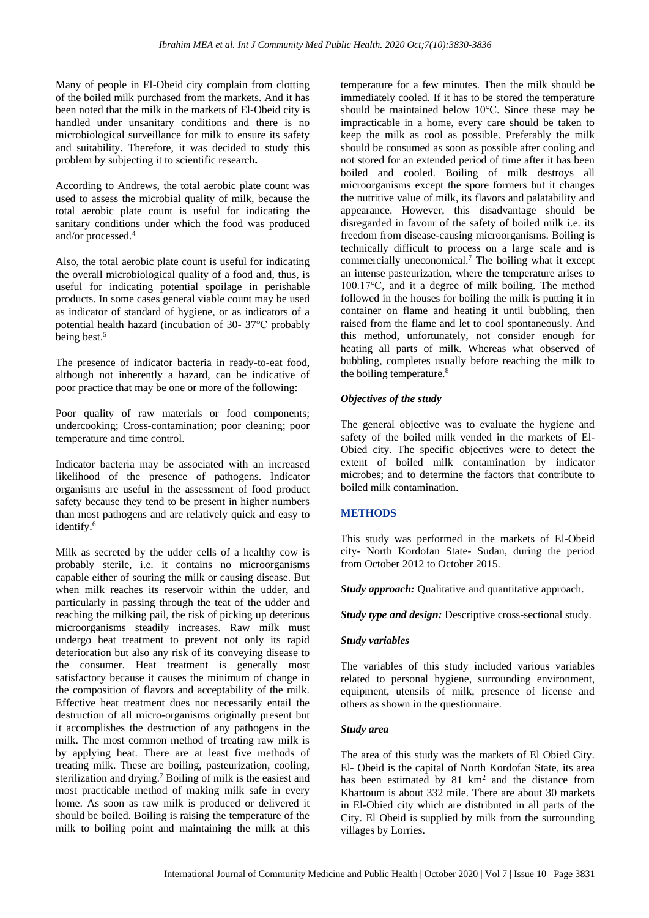Many of people in El-Obeid city complain from clotting of the boiled milk purchased from the markets. And it has been noted that the milk in the markets of El-Obeid city is handled under unsanitary conditions and there is no microbiological surveillance for milk to ensure its safety and suitability. Therefore, it was decided to study this problem by subjecting it to scientific research**.**

According to Andrews, the total aerobic plate count was used to assess the microbial quality of milk, because the total aerobic plate count is useful for indicating the sanitary conditions under which the food was produced and/or processed.[4]

Also, the total aerobic plate count is useful for indicating the overall microbiological quality of a food and, thus, is useful for indicating potential spoilage in perishable products. In some cases general viable count may be used as indicator of standard of hygiene, or as indicators of a potential health hazard (incubation of 30- 37°C probably being best.[5]

The presence of indicator bacteria in ready-to-eat food, although not inherently a hazard, can be indicative of poor practice that may be one or more of the following:

Poor quality of raw materials or food components; undercooking; Cross-contamination; poor cleaning; poor temperature and time control.

Indicator bacteria may be associated with an increased likelihood of the presence of pathogens. Indicator organisms are useful in the assessment of food product safety because they tend to be present in higher numbers than most pathogens and are relatively quick and easy to identify.[6]

Milk as secreted by the udder cells of a healthy cow is probably sterile, i.e. it contains no microorganisms capable either of souring the milk or causing disease. But when milk reaches its reservoir within the udder, and particularly in passing through the teat of the udder and reaching the milking pail, the risk of picking up deterious microorganisms steadily increases. Raw milk must undergo heat treatment to prevent not only its rapid deterioration but also any risk of its conveying disease to the consumer. Heat treatment is generally most satisfactory because it causes the minimum of change in the composition of flavors and acceptability of the milk. Effective heat treatment does not necessarily entail the destruction of all micro-organisms originally present but it accomplishes the destruction of any pathogens in the milk. The most common method of treating raw milk is by applying heat. There are at least five methods of treating milk. These are boiling, pasteurization, cooling, sterilization and drying.[7] Boiling of milk is the easiest and most practicable method of making milk safe in every home. As soon as raw milk is produced or delivered it should be boiled. Boiling is raising the temperature of the milk to boiling point and maintaining the milk at this temperature for a few minutes. Then the milk should be immediately cooled. If it has to be stored the temperature should be maintained below 10°C. Since these may be impracticable in a home, every care should be taken to keep the milk as cool as possible. Preferably the milk should be consumed as soon as possible after cooling and not stored for an extended period of time after it has been boiled and cooled. Boiling of milk destroys all microorganisms except the spore formers but it changes the nutritive value of milk, its flavors and palatability and appearance. However, this disadvantage should be disregarded in favour of the safety of boiled milk i.e. its freedom from disease-causing microorganisms. Boiling is technically difficult to process on a large scale and is commercially uneconomical.[7] The boiling what it except an intense pasteurization, where the temperature arises to 100.17°C, and it a degree of milk boiling. The method followed in the houses for boiling the milk is putting it in container on flame and heating it until bubbling, then raised from the flame and let to cool spontaneously. And this method, unfortunately, not consider enough for heating all parts of milk. Whereas what observed of bubbling, completes usually before reaching the milk to the boiling temperature.[8]

### *Objectives of the study*

The general objective was to evaluate the hygiene and safety of the boiled milk vended in the markets of El-Obied city. The specific objectives were to detect the extent of boiled milk contamination by indicator microbes; and to determine the factors that contribute to boiled milk contamination.

## METHODS

This study was performed in the markets of El-Obeid city- North Kordofan State- Sudan, during the period from October 2012 to October 2015.

***Study approach:*** Qualitative and quantitative approach.

***Study type and design:*** Descriptive cross-sectional study.

### *Study variables*

The variables of this study included various variables related to personal hygiene, surrounding environment, equipment, utensils of milk, presence of license and others as shown in the questionnaire.

### *Study area*

The area of this study was the markets of El Obied City. El- Obeid is the capital of North Kordofan State, its area has been estimated by 81 km$^2$ and the distance from Khartoum is about 332 mile. There are about 30 markets in El-Obied city which are distributed in all parts of the City. El Obeid is supplied by milk from the surrounding villages by Lorries.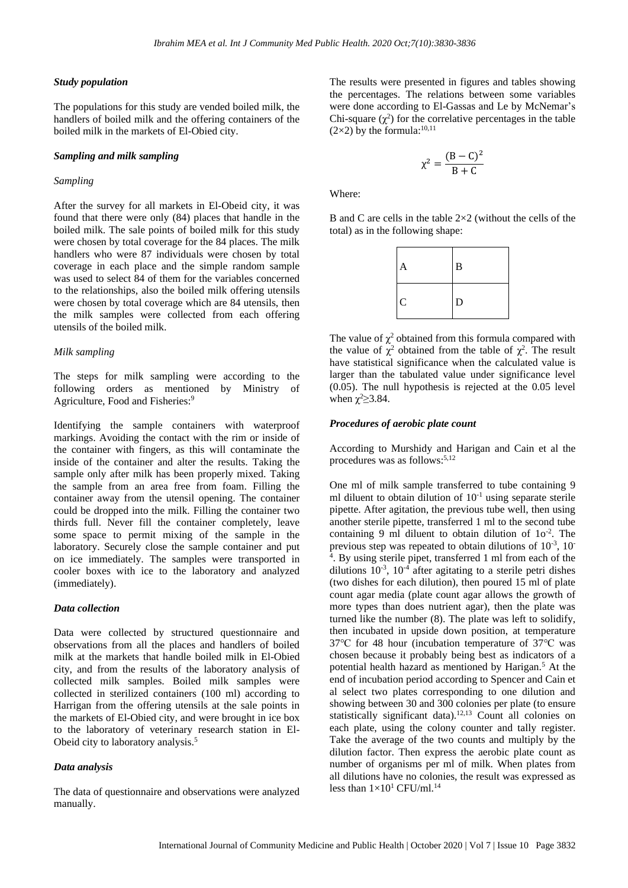### Study population

The populations for this study are vended boiled milk, the handlers of boiled milk and the offering containers of the boiled milk in the markets of El-Obied city.

### Sampling and milk sampling

#### Sampling

After the survey for all markets in El-Obeid city, it was found that there were only (84) places that handle in the boiled milk. The sale points of boiled milk for this study were chosen by total coverage for the 84 places. The milk handlers who were 87 individuals were chosen by total coverage in each place and the simple random sample was used to select 84 of them for the variables concerned to the relationships, also the boiled milk offering utensils were chosen by total coverage which are 84 utensils, then the milk samples were collected from each offering utensils of the boiled milk.

#### Milk sampling

The steps for milk sampling were according to the following orders as mentioned by Ministry of Agriculture, Food and Fisheries:[9]

Identifying the sample containers with waterproof markings. Avoiding the contact with the rim or inside of the container with fingers, as this will contaminate the inside of the container and alter the results. Taking the sample only after milk has been properly mixed. Taking the sample from an area free from foam. Filling the container away from the utensil opening. The container could be dropped into the milk. Filling the container two thirds full. Never fill the container completely, leave some space to permit mixing of the sample in the laboratory. Securely close the sample container and put on ice immediately. The samples were transported in cooler boxes with ice to the laboratory and analyzed (immediately).

### Data collection

Data were collected by structured questionnaire and observations from all the places and handlers of boiled milk at the markets that handle boiled milk in El-Obied city, and from the results of the laboratory analysis of collected milk samples. Boiled milk samples were collected in sterilized containers (100 ml) according to Harrigan from the offering utensils at the sale points in the markets of El-Obied city, and were brought in ice box to the laboratory of veterinary research station in El-Obeid city to laboratory analysis.[5]

### Data analysis

The data of questionnaire and observations were analyzed manually.

The results were presented in figures and tables showing the percentages. The relations between some variables were done according to El-Gassas and Le by McNemar's Chi-square ($\chi^2$) for the correlative percentages in the table (2×2) by the formula:[10,11]

$$\chi^2 = \frac{(B - C)^2}{B + C}$$

Where:

B and C are cells in the table 2×2 (without the cells of the total) as in the following shape:

| A | B |
|---|---|
| C | D |

The value of $\chi^2$ obtained from this formula compared with the value of $\chi^2$ obtained from the table of $\chi^2$. The result have statistical significance when the calculated value is larger than the tabulated value under significance level (0.05). The null hypothesis is rejected at the 0.05 level when $\chi^2 \geq 3.84$.

### Procedures of aerobic plate count

According to Murshidy and Harigan and Cain et al the procedures was as follows:[5,12]

One ml of milk sample transferred to tube containing 9 ml diluent to obtain dilution of $10^{-1}$ using separate sterile pipette. After agitation, the previous tube well, then using another sterile pipette, transferred 1 ml to the second tube containing 9 ml diluent to obtain dilution of $1o^{-2}$. The previous step was repeated to obtain dilutions of $10^{-3}$, $10^{-4}$. By using sterile pipet, transferred 1 ml from each of the dilutions $10^{-3}$, $10^{-4}$ after agitating to a sterile petri dishes (two dishes for each dilution), then poured 15 ml of plate count agar media (plate count agar allows the growth of more types than does nutrient agar), then the plate was turned like the number (8). The plate was left to solidify, then incubated in upside down position, at temperature 37°C for 48 hour (incubation temperature of 37°C was chosen because it probably being best as indicators of a potential health hazard as mentioned by Harigan.[5] At the end of incubation period according to Spencer and Cain et al select two plates corresponding to one dilution and showing between 30 and 300 colonies per plate (to ensure statistically significant data).[12,13] Count all colonies on each plate, using the colony counter and tally register. Take the average of the two counts and multiply by the dilution factor. Then express the aerobic plate count as number of organisms per ml of milk. When plates from all dilutions have no colonies, the result was expressed as less than $1\times10^1$ CFU/ml.[14]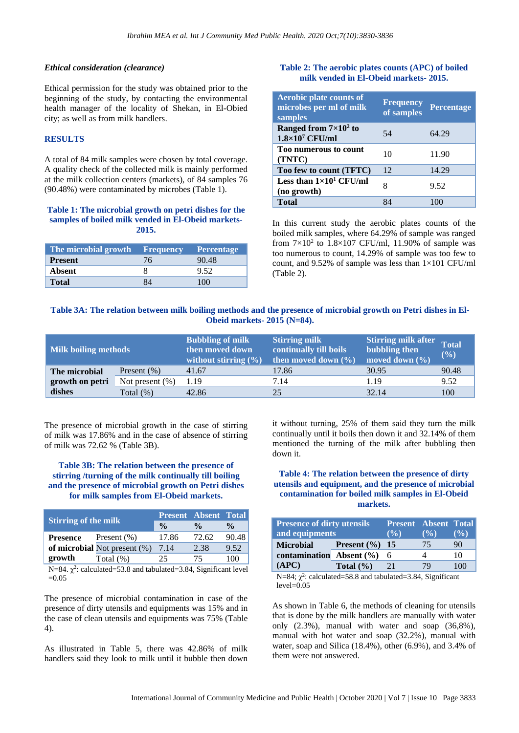### *Ethical consideration (clearance)*

Ethical permission for the study was obtained prior to the beginning of the study, by contacting the environmental health manager of the locality of Shekan, in El-Obied city; as well as from milk handlers.

## RESULTS

A total of 84 milk samples were chosen by total coverage. A quality check of the collected milk is mainly performed at the milk collection centers (markets), of 84 samples 76 (90.48%) were contaminated by microbes (Table 1).

**Table 1: The microbial growth on petri dishes for the samples of boiled milk vended in El-Obeid markets-2015.**

| The microbial growth | Frequency | Percentage |
|---|---|---|
| **Present** | 76 | 90.48 |
| **Absent** | 8 | 9.52 |
| **Total** | 84 | 100 |

**Table 2: The aerobic plates counts (APC) of boiled milk vended in El-Obeid markets- 2015.**

| Aerobic plate counts of microbes per ml of milk samples | Frequency of samples | Percentage |
|---|---|---|
| **Ranged from $7\times10^2$ to $1.8\times10^7$ CFU/ml** | 54 | 64.29 |
| **Too numerous to count (TNTC)** | 10 | 11.90 |
| **Too few to count (TFTC)** | 12 | 14.29 |
| **Less than $1\times10^1$ CFU/ml (no growth)** | 8 | 9.52 |
| **Total** | 84 | 100 |

In this current study the aerobic plates counts of the boiled milk samples, where 64.29% of sample was ranged from $7\times10^2$ to $1.8\times107$ CFU/ml, 11.90% of sample was too numerous to count, 14.29% of sample was too few to count, and 9.52% of sample was less than $1\times101$ CFU/ml (Table 2).

**Table 3A: The relation between milk boiling methods and the presence of microbial growth on Petri dishes in El-Obeid markets- 2015 (N=84).**

| Milk boiling methods | | Bubbling of milk then moved down without stirring (%) | Stirring milk continually till boils then moved down (%) | Stirring milk after bubbling then moved down (%) | Total (%) |
|---|---|---|---|---|---|
| **The microbial growth on petri dishes** | Present (%) | 41.67 | 17.86 | 30.95 | 90.48 |
| | Not present (%) | 1.19 | 7.14 | 1.19 | 9.52 |
| | Total (%) | 42.86 | 25 | 32.14 | 100 |

The presence of microbial growth in the case of stirring of milk was 17.86% and in the case of absence of stirring of milk was 72.62 % (Table 3B).

**Table 3B: The relation between the presence of stirring /turning of the milk continually till boiling and the presence of microbial growth on Petri dishes for milk samples from El-Obeid markets.**

| Stirring of the milk | | Present | Absent | Total |
|---|---|---|---|---|
| | | % | % | % |
| **Presence of microbial growth** | Present (%) | 17.86 | 72.62 | 90.48 |
| | Not present (%) | 7.14 | 2.38 | 9.52 |
| | Total (%) | 25 | 75 | 100 |

N=84. $\chi^2$: calculated=53.8 and tabulated=3.84, Significant level =0.05

The presence of microbial contamination in case of the presence of dirty utensils and equipments was 15% and in the case of clean utensils and equipments was 75% (Table 4).

As illustrated in Table 5, there was 42.86% of milk handlers said they look to milk until it bubble then down it without turning, 25% of them said they turn the milk continually until it boils then down it and 32.14% of them mentioned the turning of the milk after bubbling then down it.

**Table 4: The relation between the presence of dirty utensils and equipment, and the presence of microbial contamination for boiled milk samples in El-Obeid markets.**

| Presence of dirty utensils and equipments | | Present (%) | Absent (%) | Total (%) |
|---|---|---|---|---|
| **Microbial contamination (APC)** | **Present (%)** | **15** | 75 | 90 |
| | **Absent (%)** | 6 | 4 | 10 |
| | **Total (%)** | 21 | 79 | 100 |

N=84; $\chi^2$: calculated=58.8 and tabulated=3.84, Significant level=0.05

As shown in Table 6, the methods of cleaning for utensils that is done by the milk handlers are manually with water only (2.3%), manual with water and soap (36,8%), manual with hot water and soap (32.2%), manual with water, soap and Silica (18.4%), other (6.9%), and 3.4% of them were not answered.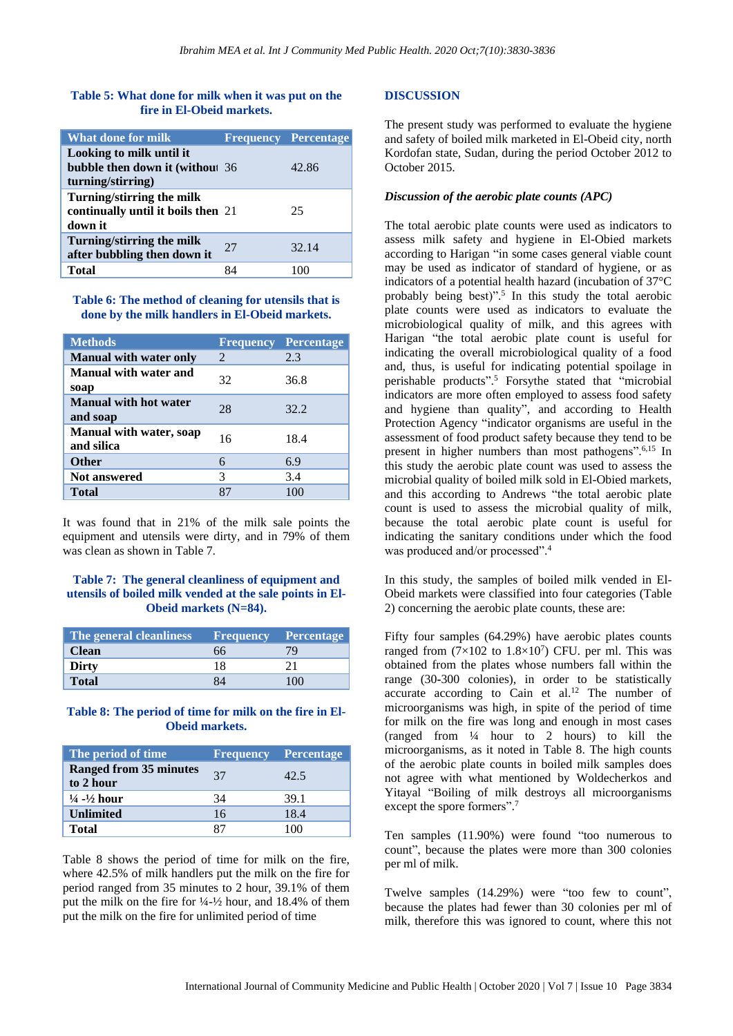**Table 5: What done for milk when it was put on the fire in El-Obeid markets.**

| What done for milk | Frequency | Percentage |
|---|---|---|
| **Looking to milk until it bubble then down it (without turning/stirring)** | 36 | 42.86 |
| **Turning/stirring the milk continually until it boils then down it** | 21 | 25 |
| **Turning/stirring the milk after bubbling then down it** | 27 | 32.14 |
| **Total** | 84 | 100 |

**Table 6: The method of cleaning for utensils that is done by the milk handlers in El-Obeid markets.**

| Methods | Frequency | Percentage |
|---|---|---|
| **Manual with water only** | 2 | 2.3 |
| **Manual with water and soap** | 32 | 36.8 |
| **Manual with hot water and soap** | 28 | 32.2 |
| **Manual with water, soap and silica** | 16 | 18.4 |
| **Other** | 6 | 6.9 |
| **Not answered** | 3 | 3.4 |
| **Total** | 87 | 100 |

It was found that in 21% of the milk sale points the equipment and utensils were dirty, and in 79% of them was clean as shown in Table 7.

**Table 7: The general cleanliness of equipment and utensils of boiled milk vended at the sale points in El-Obeid markets (N=84).**

| The general cleanliness | Frequency | Percentage |
|---|---|---|
| **Clean** | 66 | 79 |
| **Dirty** | 18 | 21 |
| **Total** | 84 | 100 |

**Table 8: The period of time for milk on the fire in El-Obeid markets.**

| The period of time | Frequency | Percentage |
|---|---|---|
| **Ranged from 35 minutes to 2 hour** | 37 | 42.5 |
| **¼ -½ hour** | 34 | 39.1 |
| **Unlimited** | 16 | 18.4 |
| **Total** | 87 | 100 |

Table 8 shows the period of time for milk on the fire, where 42.5% of milk handlers put the milk on the fire for period ranged from 35 minutes to 2 hour, 39.1% of them put the milk on the fire for ¼-½ hour, and 18.4% of them put the milk on the fire for unlimited period of time

## DISCUSSION

The present study was performed to evaluate the hygiene and safety of boiled milk marketed in El-Obeid city, north Kordofan state, Sudan, during the period October 2012 to October 2015.

### *Discussion of the aerobic plate counts (APC)*

The total aerobic plate counts were used as indicators to assess milk safety and hygiene in El-Obied markets according to Harigan "in some cases general viable count may be used as indicator of standard of hygiene, or as indicators of a potential health hazard (incubation of 37°C probably being best)".[5] In this study the total aerobic plate counts were used as indicators to evaluate the microbiological quality of milk, and this agrees with Harigan "the total aerobic plate count is useful for indicating the overall microbiological quality of a food and, thus, is useful for indicating potential spoilage in perishable products".[5] Forsythe stated that "microbial indicators are more often employed to assess food safety and hygiene than quality", and according to Health Protection Agency "indicator organisms are useful in the assessment of food product safety because they tend to be present in higher numbers than most pathogens".[6,15] In this study the aerobic plate count was used to assess the microbial quality of boiled milk sold in El-Obied markets, and this according to Andrews "the total aerobic plate count is used to assess the microbial quality of milk, because the total aerobic plate count is useful for indicating the sanitary conditions under which the food was produced and/or processed".[4]

In this study, the samples of boiled milk vended in El-Obeid markets were classified into four categories (Table 2) concerning the aerobic plate counts, these are:

Fifty four samples (64.29%) have aerobic plates counts ranged from (7×102 to $1.8\times10^{7}$) CFU. per ml. This was obtained from the plates whose numbers fall within the range (30-300 colonies), in order to be statistically accurate according to Cain et al.[12] The number of microorganisms was high, in spite of the period of time for milk on the fire was long and enough in most cases (ranged from ¼ hour to 2 hours) to kill the microorganisms, as it noted in Table 8. The high counts of the aerobic plate counts in boiled milk samples does not agree with what mentioned by Woldecherkos and Yitayal "Boiling of milk destroys all microorganisms except the spore formers".[7]

Ten samples (11.90%) were found "too numerous to count", because the plates were more than 300 colonies per ml of milk.

Twelve samples (14.29%) were "too few to count", because the plates had fewer than 30 colonies per ml of milk, therefore this was ignored to count, where this not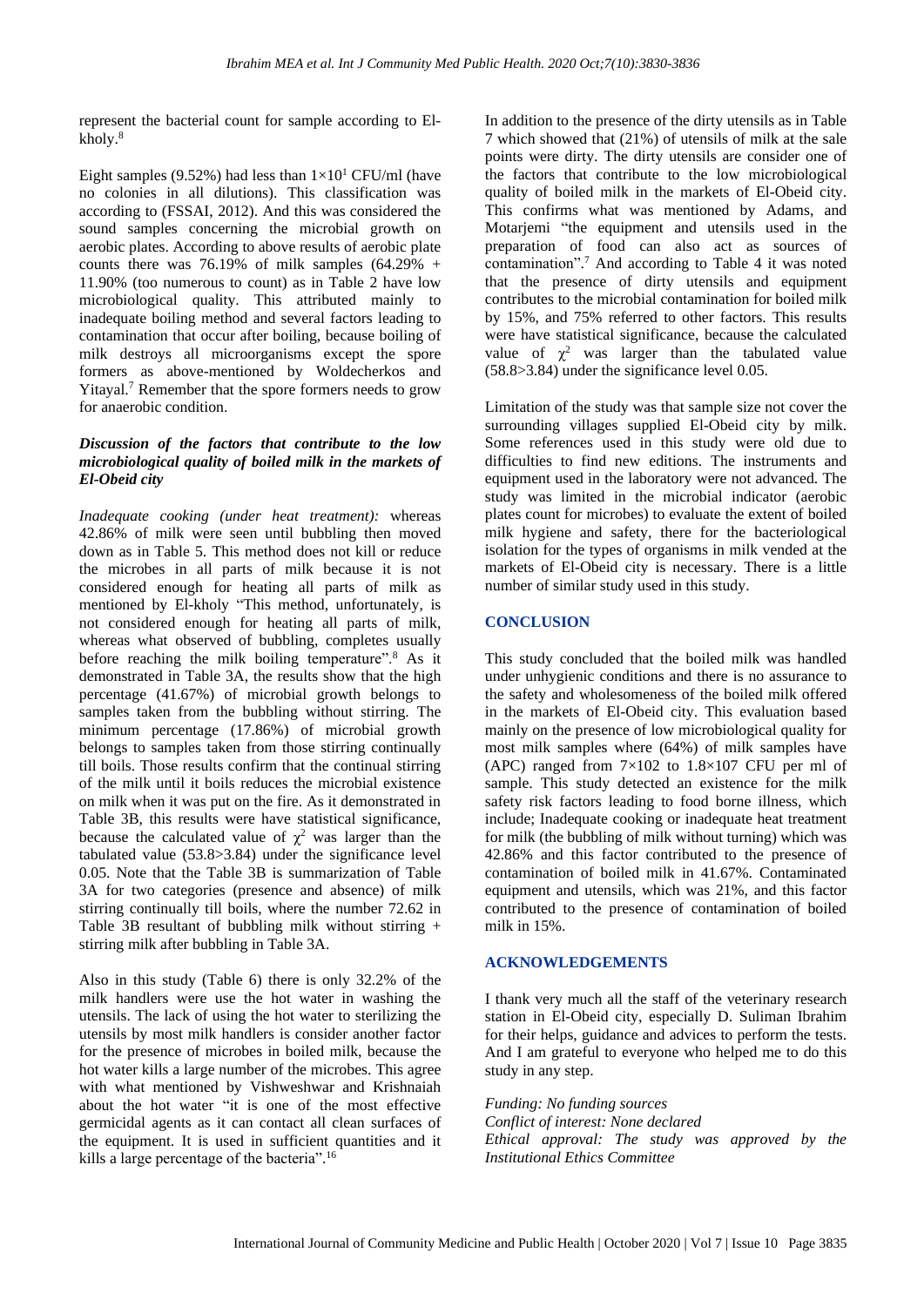represent the bacterial count for sample according to El-kholy.[8]

Eight samples (9.52%) had less than $1\times10^1$ CFU/ml (have no colonies in all dilutions). This classification was according to (FSSAI, 2012). And this was considered the sound samples concerning the microbial growth on aerobic plates. According to above results of aerobic plate counts there was 76.19% of milk samples (64.29% + 11.90% (too numerous to count) as in Table 2 have low microbiological quality. This attributed mainly to inadequate boiling method and several factors leading to contamination that occur after boiling, because boiling of milk destroys all microorganisms except the spore formers as above-mentioned by Woldecherkos and Yitayal.[7] Remember that the spore formers needs to grow for anaerobic condition.

### *Discussion of the factors that contribute to the low microbiological quality of boiled milk in the markets of El-Obeid city*

*Inadequate cooking (under heat treatment):* whereas 42.86% of milk were seen until bubbling then moved down as in Table 5. This method does not kill or reduce the microbes in all parts of milk because it is not considered enough for heating all parts of milk as mentioned by El-kholy "This method, unfortunately, is not considered enough for heating all parts of milk, whereas what observed of bubbling, completes usually before reaching the milk boiling temperature".[8] As it demonstrated in Table 3A, the results show that the high percentage (41.67%) of microbial growth belongs to samples taken from the bubbling without stirring. The minimum percentage (17.86%) of microbial growth belongs to samples taken from those stirring continually till boils. Those results confirm that the continual stirring of the milk until it boils reduces the microbial existence on milk when it was put on the fire. As it demonstrated in Table 3B, this results were have statistical significance, because the calculated value of $\chi^2$ was larger than the tabulated value (53.8>3.84) under the significance level 0.05. Note that the Table 3B is summarization of Table 3A for two categories (presence and absence) of milk stirring continually till boils, where the number 72.62 in Table 3B resultant of bubbling milk without stirring + stirring milk after bubbling in Table 3A.

Also in this study (Table 6) there is only 32.2% of the milk handlers were use the hot water in washing the utensils. The lack of using the hot water to sterilizing the utensils by most milk handlers is consider another factor for the presence of microbes in boiled milk, because the hot water kills a large number of the microbes. This agree with what mentioned by Vishweshwar and Krishnaiah about the hot water "it is one of the most effective germicidal agents as it can contact all clean surfaces of the equipment. It is used in sufficient quantities and it kills a large percentage of the bacteria".[16]

In addition to the presence of the dirty utensils as in Table 7 which showed that (21%) of utensils of milk at the sale points were dirty. The dirty utensils are consider one of the factors that contribute to the low microbiological quality of boiled milk in the markets of El-Obeid city. This confirms what was mentioned by Adams, and Motarjemi "the equipment and utensils used in the preparation of food can also act as sources of contamination".[7] And according to Table 4 it was noted that the presence of dirty utensils and equipment contributes to the microbial contamination for boiled milk by 15%, and 75% referred to other factors. This results were have statistical significance, because the calculated value of $\chi^2$ was larger than the tabulated value (58.8>3.84) under the significance level 0.05.

Limitation of the study was that sample size not cover the surrounding villages supplied El-Obeid city by milk. Some references used in this study were old due to difficulties to find new editions. The instruments and equipment used in the laboratory were not advanced. The study was limited in the microbial indicator (aerobic plates count for microbes) to evaluate the extent of boiled milk hygiene and safety, there for the bacteriological isolation for the types of organisms in milk vended at the markets of El-Obeid city is necessary. There is a little number of similar study used in this study.

## CONCLUSION

This study concluded that the boiled milk was handled under unhygienic conditions and there is no assurance to the safety and wholesomeness of the boiled milk offered in the markets of El-Obeid city. This evaluation based mainly on the presence of low microbiological quality for most milk samples where (64%) of milk samples have (APC) ranged from $7\times102$ to $1.8\times107$ CFU per ml of sample. This study detected an existence for the milk safety risk factors leading to food borne illness, which include; Inadequate cooking or inadequate heat treatment for milk (the bubbling of milk without turning) which was 42.86% and this factor contributed to the presence of contamination of boiled milk in 41.67%. Contaminated equipment and utensils, which was 21%, and this factor contributed to the presence of contamination of boiled milk in 15%.

## ACKNOWLEDGEMENTS

I thank very much all the staff of the veterinary research station in El-Obeid city, especially D. Suliman Ibrahim for their helps, guidance and advices to perform the tests. And I am grateful to everyone who helped me to do this study in any step.

*Funding: No funding sources*
*Conflict of interest: None declared*
*Ethical approval: The study was approved by the Institutional Ethics Committee*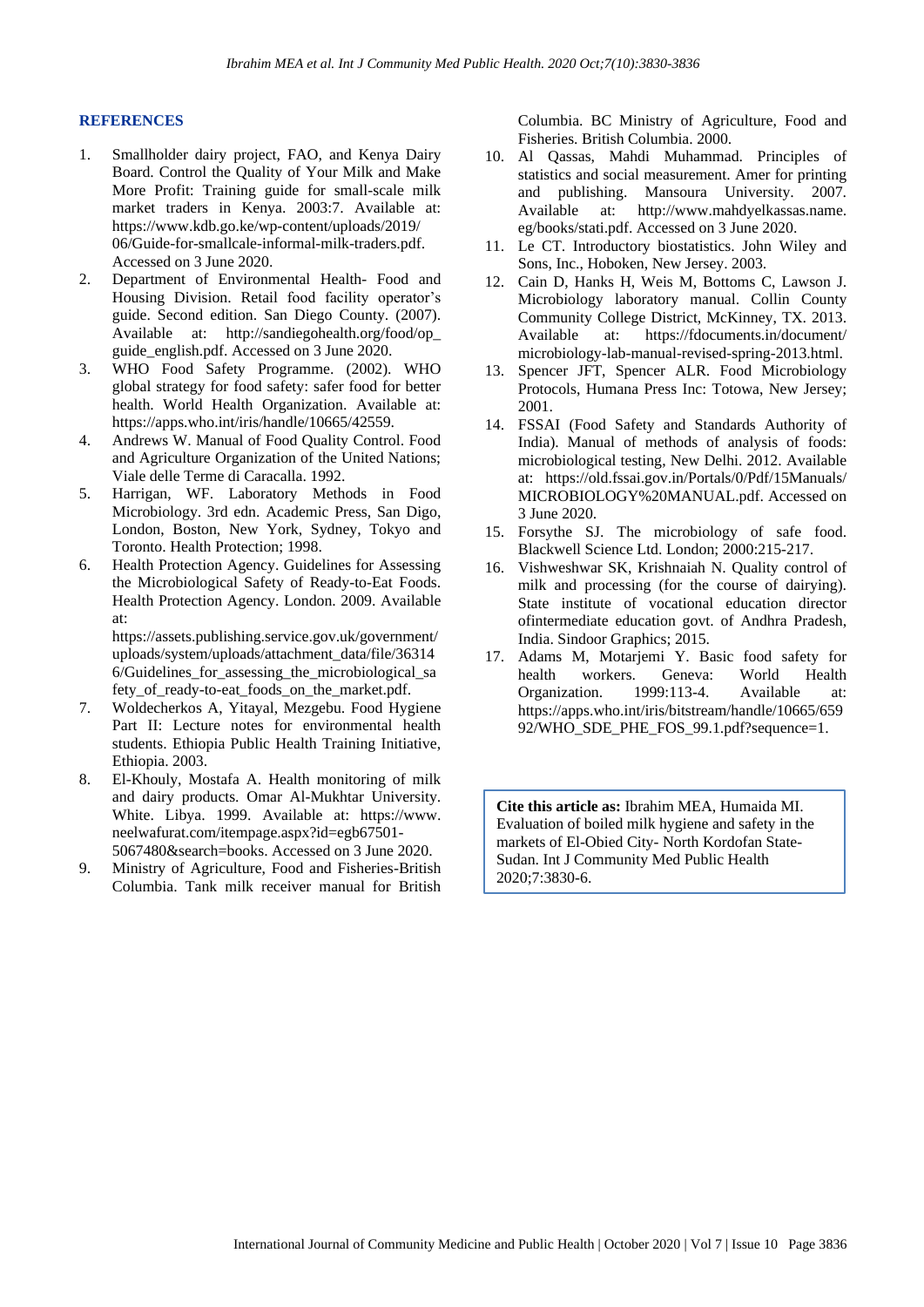## REFERENCES

1. Smallholder dairy project, FAO, and Kenya Dairy Board. Control the Quality of Your Milk and Make More Profit: Training guide for small-scale milk market traders in Kenya. 2003:7. Available at: https://www.kdb.go.ke/wp-content/uploads/2019/06/Guide-for-smallcale-informal-milk-traders.pdf. Accessed on 3 June 2020.
2. Department of Environmental Health- Food and Housing Division. Retail food facility operator's guide. Second edition. San Diego County. (2007). Available at: http://sandiegohealth.org/food/op_guide_english.pdf. Accessed on 3 June 2020.
3. WHO Food Safety Programme. (2002). WHO global strategy for food safety: safer food for better health. World Health Organization. Available at: https://apps.who.int/iris/handle/10665/42559.
4. Andrews W. Manual of Food Quality Control. Food and Agriculture Organization of the United Nations; Viale delle Terme di Caracalla. 1992.
5. Harrigan, WF. Laboratory Methods in Food Microbiology. 3rd edn. Academic Press, San Digo, London, Boston, New York, Sydney, Tokyo and Toronto. Health Protection; 1998.
6. Health Protection Agency. Guidelines for Assessing the Microbiological Safety of Ready-to-Eat Foods. Health Protection Agency. London. 2009. Available at: https://assets.publishing.service.gov.uk/government/uploads/system/uploads/attachment_data/file/363146/Guidelines_for_assessing_the_microbiological_safety_of_ready-to-eat_foods_on_the_market.pdf.
7. Woldecherkos A, Yitayal, Mezgebu. Food Hygiene Part II: Lecture notes for environmental health students. Ethiopia Public Health Training Initiative, Ethiopia. 2003.
8. El-Khouly, Mostafa A. Health monitoring of milk and dairy products. Omar Al-Mukhtar University. White. Libya. 1999. Available at: https://www.neelwafurat.com/itempage.aspx?id=egb67501-5067480&search=books. Accessed on 3 June 2020.
9. Ministry of Agriculture, Food and Fisheries-British Columbia. Tank milk receiver manual for British Columbia. BC Ministry of Agriculture, Food and Fisheries. British Columbia. 2000.
10. Al Qassas, Mahdi Muhammad. Principles of statistics and social measurement. Amer for printing and publishing. Mansoura University. 2007. Available at: http://www.mahdyelkassas.name.eg/books/stati.pdf. Accessed on 3 June 2020.
11. Le CT. Introductory biostatistics. John Wiley and Sons, Inc., Hoboken, New Jersey. 2003.
12. Cain D, Hanks H, Weis M, Bottoms C, Lawson J. Microbiology laboratory manual. Collin County Community College District, McKinney, TX. 2013. Available at: https://fdocuments.in/document/microbiology-lab-manual-revised-spring-2013.html.
13. Spencer JFT, Spencer ALR. Food Microbiology Protocols, Humana Press Inc: Totowa, New Jersey; 2001.
14. FSSAI (Food Safety and Standards Authority of India). Manual of methods of analysis of foods: microbiological testing, New Delhi. 2012. Available at: https://old.fssai.gov.in/Portals/0/Pdf/15Manuals/MICROBIOLOGY%20MANUAL.pdf. Accessed on 3 June 2020.
15. Forsythe SJ. The microbiology of safe food. Blackwell Science Ltd. London; 2000:215-217.
16. Vishweshwar SK, Krishnaiah N. Quality control of milk and processing (for the course of dairying). State institute of vocational education director ofintermediate education govt. of Andhra Pradesh, India. Sindoor Graphics; 2015.
17. Adams M, Motarjemi Y. Basic food safety for health workers. Geneva: World Health Organization. 1999:113-4. Available at: https://apps.who.int/iris/bitstream/handle/10665/65992/WHO_SDE_PHE_FOS_99.1.pdf?sequence=1.

**Cite this article as:** Ibrahim MEA, Humaida MI. Evaluation of boiled milk hygiene and safety in the markets of El-Obied City- North Kordofan State-Sudan. Int J Community Med Public Health 2020;7:3830-6.